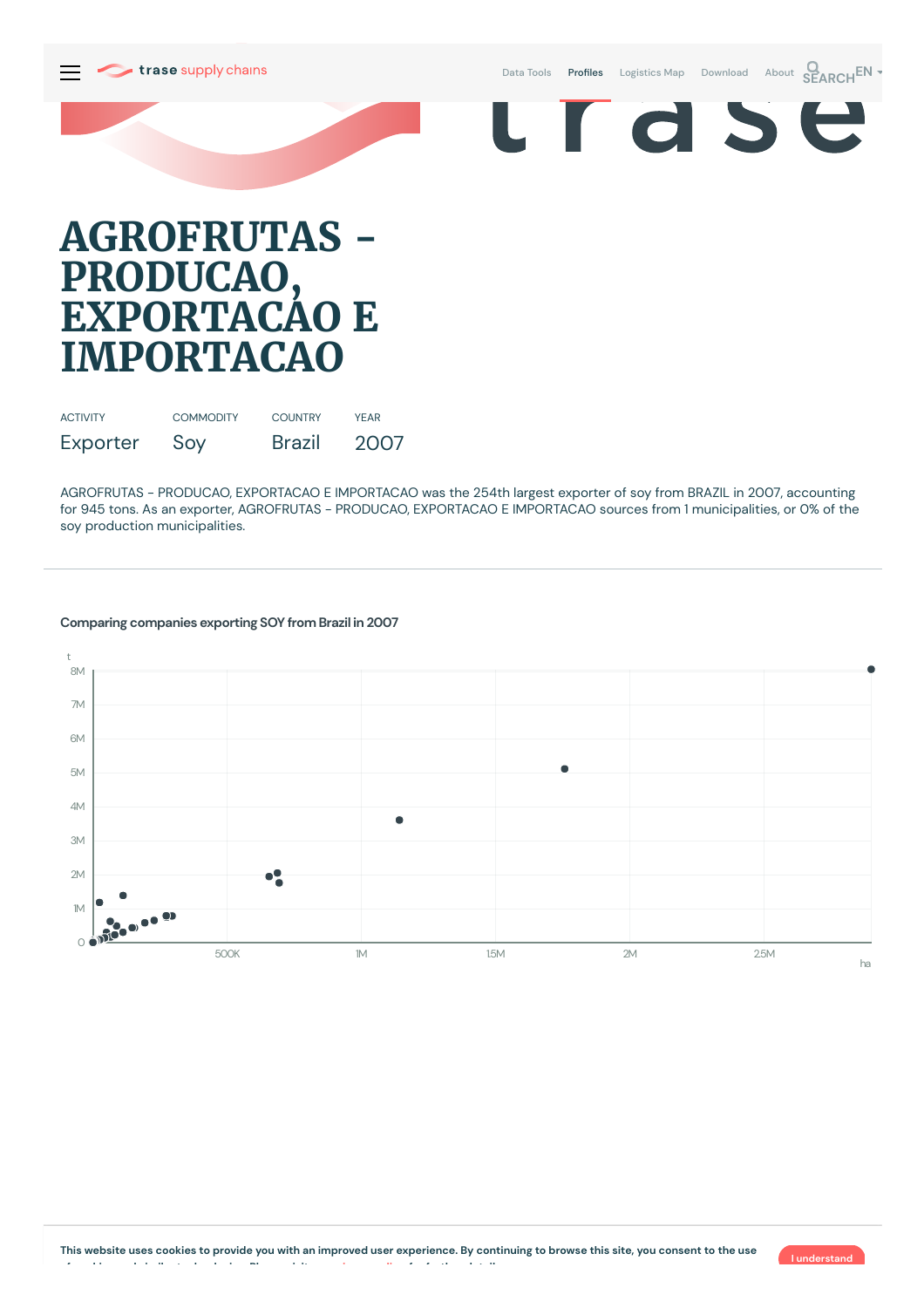# AGROFRUTAS - PRODUCAO, EXPORTACAO E IMPORTACAO

| ACTIVITY | COMMODITY | COUNTRY | YEAR |
|---|---|---|---|
| Exporter | Soy | Brazil | 2007 |

AGROFRUTAS - PRODUCAO, EXPORTACAO E IMPORTACAO was the 254th largest exporter of soy from BRAZIL in 2007, accounting for 945 tons. As an exporter, AGROFRUTAS - PRODUCAO, EXPORTACAO E IMPORTACAO sources from 1 municipalities, or 0% of the soy production municipalities.

---

### Comparing companies exporting SOY from Brazil in 2007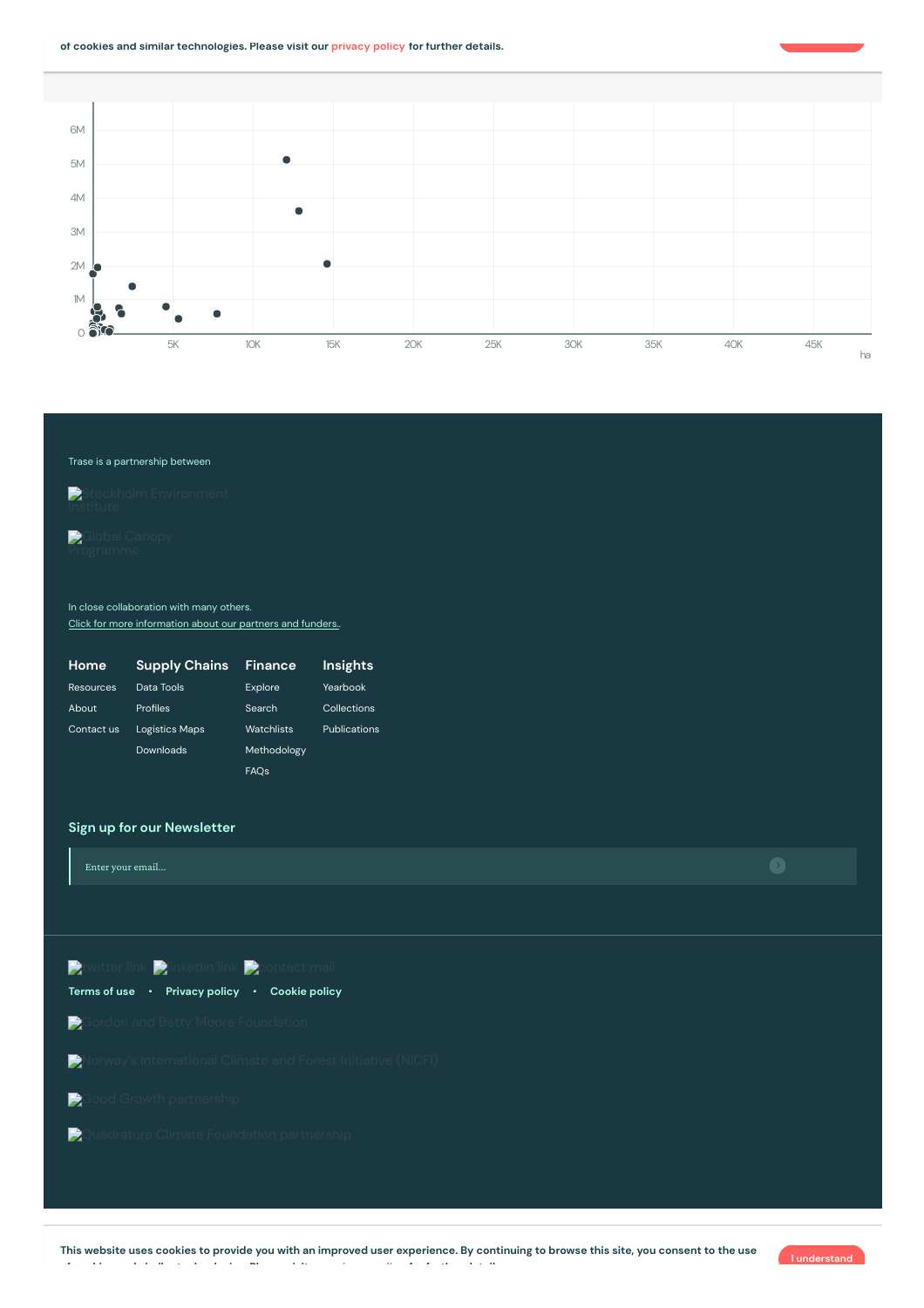of cookies and similar technologies. Please visit our privacy policy for further details.

6M
5M
4M
3M
2M
1M
0
5K
10K
15K
20K
25K
30K
35K
40K
45K
ha

Trase is a partnership between

Stockholm Environment Institute

Global Canopy Programme

In close collaboration with many others.
Click for more information about our partners and funders.

**Home**
Resources
About
Contact us

**Supply Chains**
Data Tools
Profiles
Logistics Maps
Downloads

**Finance**
Explore
Search
Watchlists
Methodology
FAQs

**Insights**
Yearbook
Collections
Publications

## Sign up for our Newsletter

Enter your email...

twitter link linkedin link contact mail

Terms of use • Privacy policy • Cookie policy

Gordon and Betty Moore Foundation

Norway's International Climate and Forest Initiative (NICFI)

Good Growth partnership

Quadrature Climate Foundation partnership

This website uses cookies to provide you with an improved user experience. By continuing to browse this site, you consent to the use

I understand